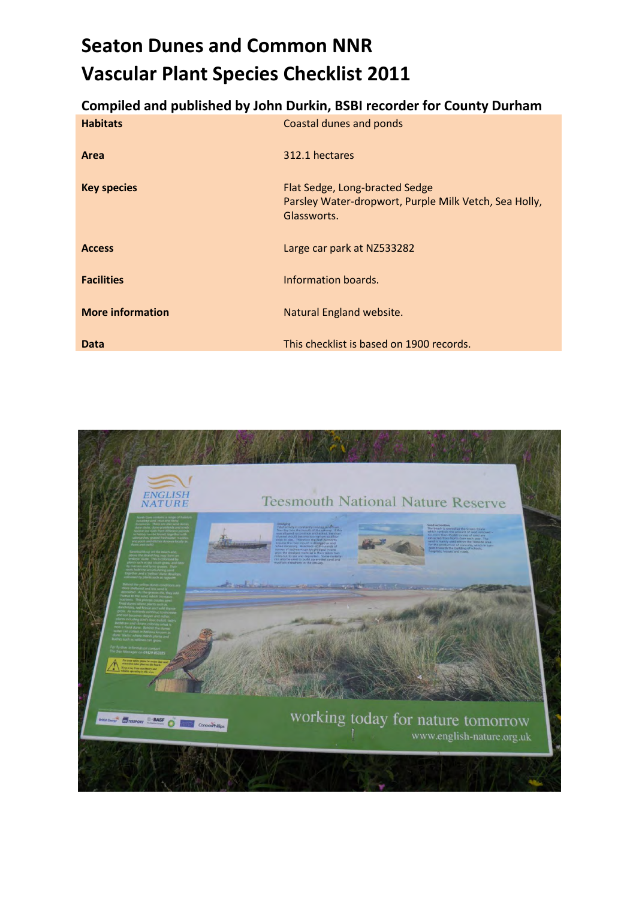# Seaton Dunes and Common NNR
# Vascular Plant Species Checklist 2011

### Compiled and published by John Durkin, BSBI recorder for County Durham

| | |
|---|---|
| **Habitats** | Coastal dunes and ponds |
| **Area** | 312.1 hectares |
| **Key species** | Flat Sedge, Long-bracted Sedge<br>Parsley Water-dropwort, Purple Milk Vetch, Sea Holly, Glassworts. |
| **Access** | Large car park at NZ533282 |
| **Facilities** | Information boards. |
| **More information** | Natural England website. |
| **Data** | This checklist is based on 1900 records. |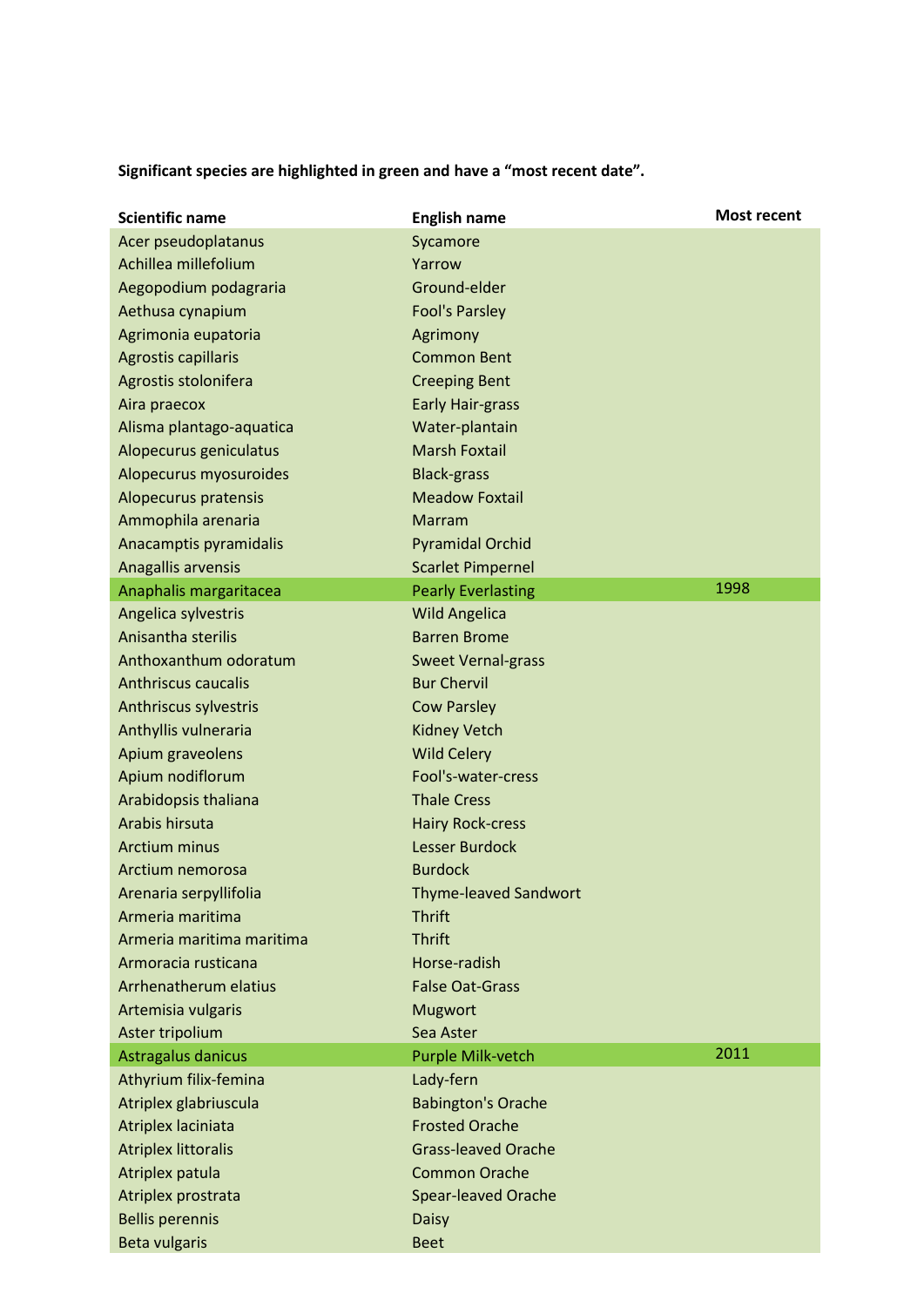**Significant species are highlighted in green and have a “most recent date”.**

| Scientific name | English name | Most recent |
|---|---|---|
| Acer pseudoplatanus | Sycamore | |
| Achillea millefolium | Yarrow | |
| Aegopodium podagraria | Ground-elder | |
| Aethusa cynapium | Fool's Parsley | |
| Agrimonia eupatoria | Agrimony | |
| Agrostis capillaris | Common Bent | |
| Agrostis stolonifera | Creeping Bent | |
| Aira praecox | Early Hair-grass | |
| Alisma plantago-aquatica | Water-plantain | |
| Alopecurus geniculatus | Marsh Foxtail | |
| Alopecurus myosuroides | Black-grass | |
| Alopecurus pratensis | Meadow Foxtail | |
| Ammophila arenaria | Marram | |
| Anacamptis pyramidalis | Pyramidal Orchid | |
| Anagallis arvensis | Scarlet Pimpernel | |
| Anaphalis margaritacea | Pearly Everlasting | 1998 |
| Angelica sylvestris | Wild Angelica | |
| Anisantha sterilis | Barren Brome | |
| Anthoxanthum odoratum | Sweet Vernal-grass | |
| Anthriscus caucalis | Bur Chervil | |
| Anthriscus sylvestris | Cow Parsley | |
| Anthyllis vulneraria | Kidney Vetch | |
| Apium graveolens | Wild Celery | |
| Apium nodiflorum | Fool's-water-cress | |
| Arabidopsis thaliana | Thale Cress | |
| Arabis hirsuta | Hairy Rock-cress | |
| Arctium minus | Lesser Burdock | |
| Arctium nemorosa | Burdock | |
| Arenaria serpyllifolia | Thyme-leaved Sandwort | |
| Armeria maritima | Thrift | |
| Armeria maritima maritima | Thrift | |
| Armoracia rusticana | Horse-radish | |
| Arrhenatherum elatius | False Oat-Grass | |
| Artemisia vulgaris | Mugwort | |
| Aster tripolium | Sea Aster | |
| Astragalus danicus | Purple Milk-vetch | 2011 |
| Athyrium filix-femina | Lady-fern | |
| Atriplex glabriuscula | Babington's Orache | |
| Atriplex laciniata | Frosted Orache | |
| Atriplex littoralis | Grass-leaved Orache | |
| Atriplex patula | Common Orache | |
| Atriplex prostrata | Spear-leaved Orache | |
| Bellis perennis | Daisy | |
| Beta vulgaris | Beet | |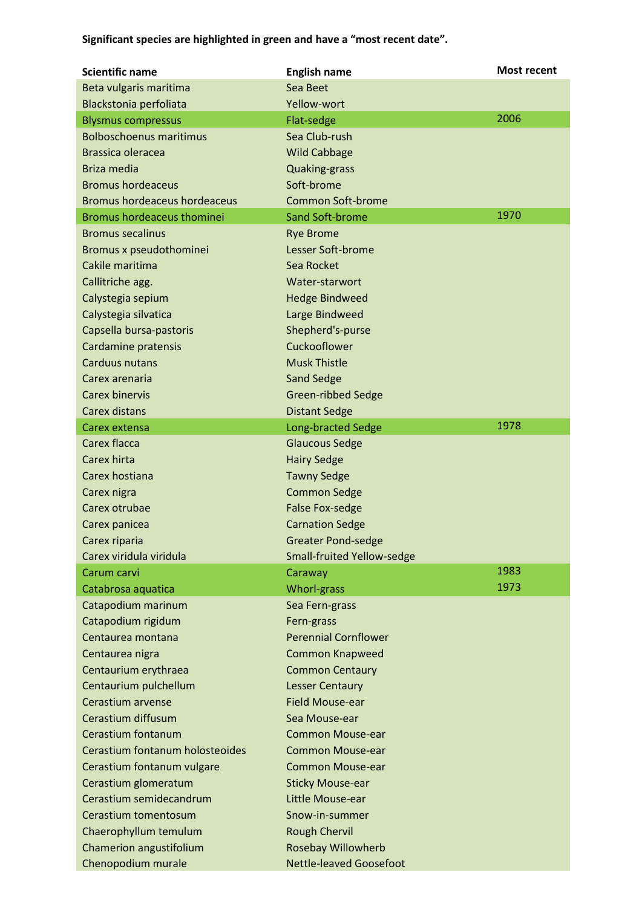**Significant species are highlighted in green and have a “most recent date”.**

| Scientific name | English name | Most recent |
|---|---|---|
| Beta vulgaris maritima | Sea Beet | |
| Blackstonia perfoliata | Yellow-wort | |
| Blysmus compressus | Flat-sedge | 2006 |
| Bolboschoenus maritimus | Sea Club-rush | |
| Brassica oleracea | Wild Cabbage | |
| Briza media | Quaking-grass | |
| Bromus hordeaceus | Soft-brome | |
| Bromus hordeaceus hordeaceus | Common Soft-brome | |
| Bromus hordeaceus thominei | Sand Soft-brome | 1970 |
| Bromus secalinus | Rye Brome | |
| Bromus x pseudothominei | Lesser Soft-brome | |
| Cakile maritima | Sea Rocket | |
| Callitriche agg. | Water-starwort | |
| Calystegia sepium | Hedge Bindweed | |
| Calystegia silvatica | Large Bindweed | |
| Capsella bursa-pastoris | Shepherd's-purse | |
| Cardamine pratensis | Cuckooflower | |
| Carduus nutans | Musk Thistle | |
| Carex arenaria | Sand Sedge | |
| Carex binervis | Green-ribbed Sedge | |
| Carex distans | Distant Sedge | |
| Carex extensa | Long-bracted Sedge | 1978 |
| Carex flacca | Glaucous Sedge | |
| Carex hirta | Hairy Sedge | |
| Carex hostiana | Tawny Sedge | |
| Carex nigra | Common Sedge | |
| Carex otrubae | False Fox-sedge | |
| Carex panicea | Carnation Sedge | |
| Carex riparia | Greater Pond-sedge | |
| Carex viridula viridula | Small-fruited Yellow-sedge | |
| Carum carvi | Caraway | 1983 |
| Catabrosa aquatica | Whorl-grass | 1973 |
| Catapodium marinum | Sea Fern-grass | |
| Catapodium rigidum | Fern-grass | |
| Centaurea montana | Perennial Cornflower | |
| Centaurea nigra | Common Knapweed | |
| Centaurium erythraea | Common Centaury | |
| Centaurium pulchellum | Lesser Centaury | |
| Cerastium arvense | Field Mouse-ear | |
| Cerastium diffusum | Sea Mouse-ear | |
| Cerastium fontanum | Common Mouse-ear | |
| Cerastium fontanum holosteoides | Common Mouse-ear | |
| Cerastium fontanum vulgare | Common Mouse-ear | |
| Cerastium glomeratum | Sticky Mouse-ear | |
| Cerastium semidecandrum | Little Mouse-ear | |
| Cerastium tomentosum | Snow-in-summer | |
| Chaerophyllum temulum | Rough Chervil | |
| Chamerion angustifolium | Rosebay Willowherb | |
| Chenopodium murale | Nettle-leaved Goosefoot | |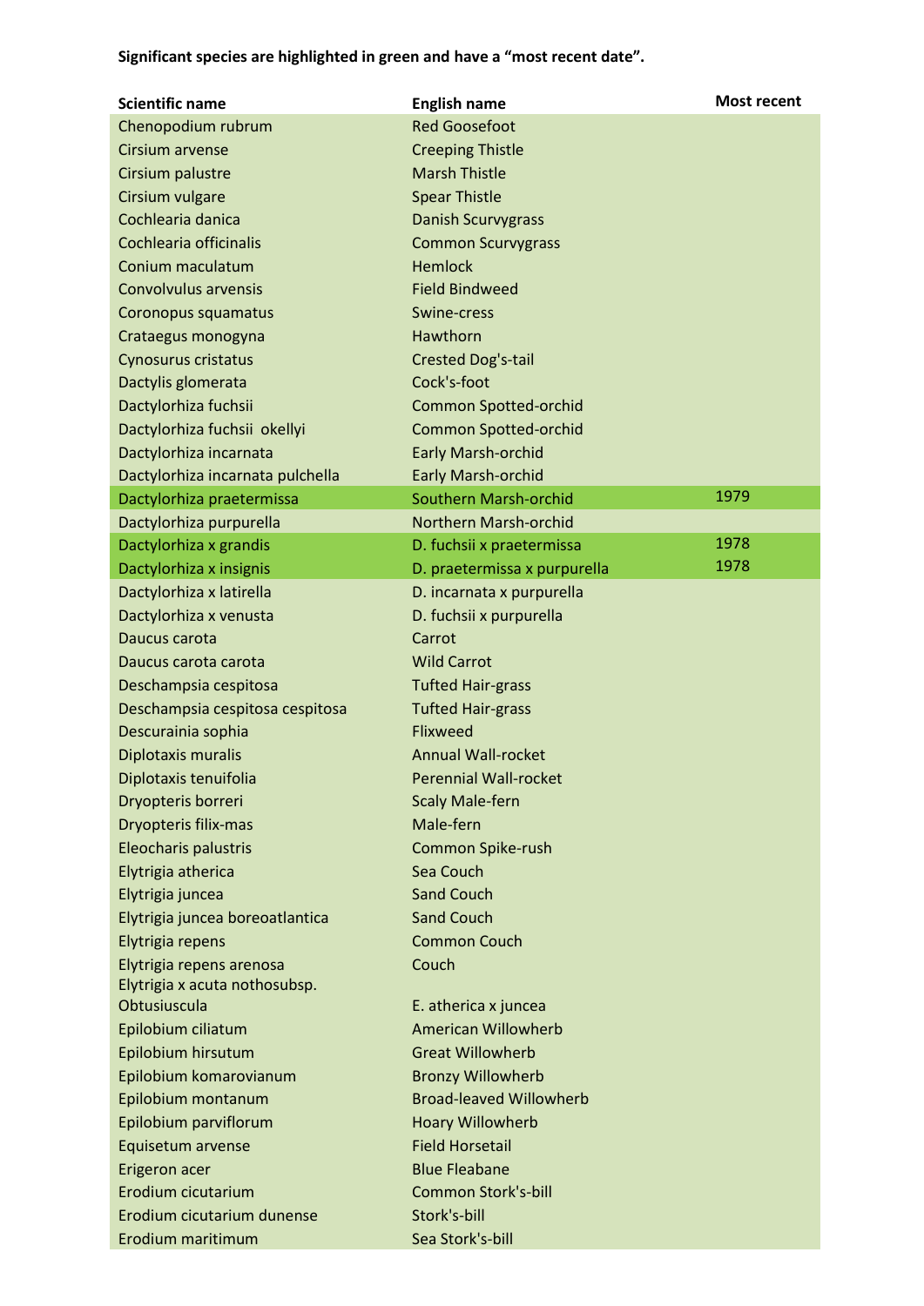**Significant species are highlighted in green and have a "most recent date".**

| Scientific name | English name | Most recent |
|---|---|---|
| Chenopodium rubrum | Red Goosefoot | |
| Cirsium arvense | Creeping Thistle | |
| Cirsium palustre | Marsh Thistle | |
| Cirsium vulgare | Spear Thistle | |
| Cochlearia danica | Danish Scurvygrass | |
| Cochlearia officinalis | Common Scurvygrass | |
| Conium maculatum | Hemlock | |
| Convolvulus arvensis | Field Bindweed | |
| Coronopus squamatus | Swine-cress | |
| Crataegus monogyna | Hawthorn | |
| Cynosurus cristatus | Crested Dog's-tail | |
| Dactylis glomerata | Cock's-foot | |
| Dactylorhiza fuchsii | Common Spotted-orchid | |
| Dactylorhiza fuchsii okellyi | Common Spotted-orchid | |
| Dactylorhiza incarnata | Early Marsh-orchid | |
| Dactylorhiza incarnata pulchella | Early Marsh-orchid | |
| Dactylorhiza praetermissa | Southern Marsh-orchid | 1979 |
| Dactylorhiza purpurella | Northern Marsh-orchid | |
| Dactylorhiza x grandis | D. fuchsii x praetermissa | 1978 |
| Dactylorhiza x insignis | D. praetermissa x purpurella | 1978 |
| Dactylorhiza x latirella | D. incarnata x purpurella | |
| Dactylorhiza x venusta | D. fuchsii x purpurella | |
| Daucus carota | Carrot | |
| Daucus carota carota | Wild Carrot | |
| Deschampsia cespitosa | Tufted Hair-grass | |
| Deschampsia cespitosa cespitosa | Tufted Hair-grass | |
| Descurainia sophia | Flixweed | |
| Diplotaxis muralis | Annual Wall-rocket | |
| Diplotaxis tenuifolia | Perennial Wall-rocket | |
| Dryopteris borreri | Scaly Male-fern | |
| Dryopteris filix-mas | Male-fern | |
| Eleocharis palustris | Common Spike-rush | |
| Elytrigia atherica | Sea Couch | |
| Elytrigia juncea | Sand Couch | |
| Elytrigia juncea boreoatlantica | Sand Couch | |
| Elytrigia repens | Common Couch | |
| Elytrigia repens arenosa | Couch | |
| Elytrigia x acuta nothosubsp. Obtusiuscula | E. atherica x juncea | |
| Epilobium ciliatum | American Willowherb | |
| Epilobium hirsutum | Great Willowherb | |
| Epilobium komarovianum | Bronzy Willowherb | |
| Epilobium montanum | Broad-leaved Willowherb | |
| Epilobium parviflorum | Hoary Willowherb | |
| Equisetum arvense | Field Horsetail | |
| Erigeron acer | Blue Fleabane | |
| Erodium cicutarium | Common Stork's-bill | |
| Erodium cicutarium dunense | Stork's-bill | |
| Erodium maritimum | Sea Stork's-bill | |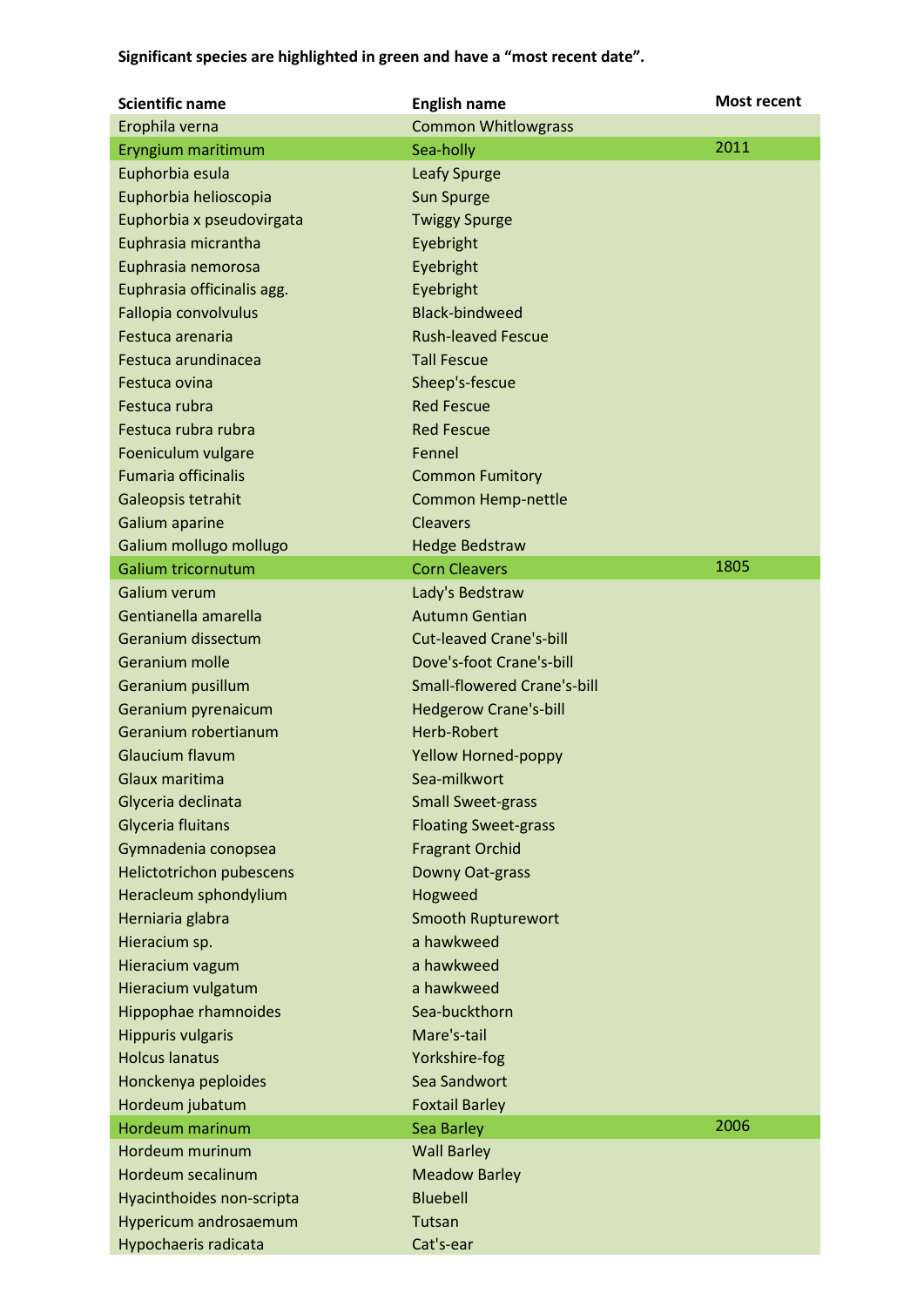**Significant species are highlighted in green and have a "most recent date".**

| Scientific name | English name | Most recent |
|---|---|---|
| Erophila verna | Common Whitlowgrass | |
| Eryngium maritimum | Sea-holly | 2011 |
| Euphorbia esula | Leafy Spurge | |
| Euphorbia helioscopia | Sun Spurge | |
| Euphorbia x pseudovirgata | Twiggy Spurge | |
| Euphrasia micrantha | Eyebright | |
| Euphrasia nemorosa | Eyebright | |
| Euphrasia officinalis agg. | Eyebright | |
| Fallopia convolvulus | Black-bindweed | |
| Festuca arenaria | Rush-leaved Fescue | |
| Festuca arundinacea | Tall Fescue | |
| Festuca ovina | Sheep's-fescue | |
| Festuca rubra | Red Fescue | |
| Festuca rubra rubra | Red Fescue | |
| Foeniculum vulgare | Fennel | |
| Fumaria officinalis | Common Fumitory | |
| Galeopsis tetrahit | Common Hemp-nettle | |
| Galium aparine | Cleavers | |
| Galium mollugo mollugo | Hedge Bedstraw | |
| Galium tricornutum | Corn Cleavers | 1805 |
| Galium verum | Lady's Bedstraw | |
| Gentianella amarella | Autumn Gentian | |
| Geranium dissectum | Cut-leaved Crane's-bill | |
| Geranium molle | Dove's-foot Crane's-bill | |
| Geranium pusillum | Small-flowered Crane's-bill | |
| Geranium pyrenaicum | Hedgerow Crane's-bill | |
| Geranium robertianum | Herb-Robert | |
| Glaucium flavum | Yellow Horned-poppy | |
| Glaux maritima | Sea-milkwort | |
| Glyceria declinata | Small Sweet-grass | |
| Glyceria fluitans | Floating Sweet-grass | |
| Gymnadenia conopsea | Fragrant Orchid | |
| Helictotrichon pubescens | Downy Oat-grass | |
| Heracleum sphondylium | Hogweed | |
| Herniaria glabra | Smooth Rupturewort | |
| Hieracium sp. | a hawkweed | |
| Hieracium vagum | a hawkweed | |
| Hieracium vulgatum | a hawkweed | |
| Hippophae rhamnoides | Sea-buckthorn | |
| Hippuris vulgaris | Mare's-tail | |
| Holcus lanatus | Yorkshire-fog | |
| Honckenya peploides | Sea Sandwort | |
| Hordeum jubatum | Foxtail Barley | |
| Hordeum marinum | Sea Barley | 2006 |
| Hordeum murinum | Wall Barley | |
| Hordeum secalinum | Meadow Barley | |
| Hyacinthoides non-scripta | Bluebell | |
| Hypericum androsaemum | Tutsan | |
| Hypochaeris radicata | Cat's-ear | |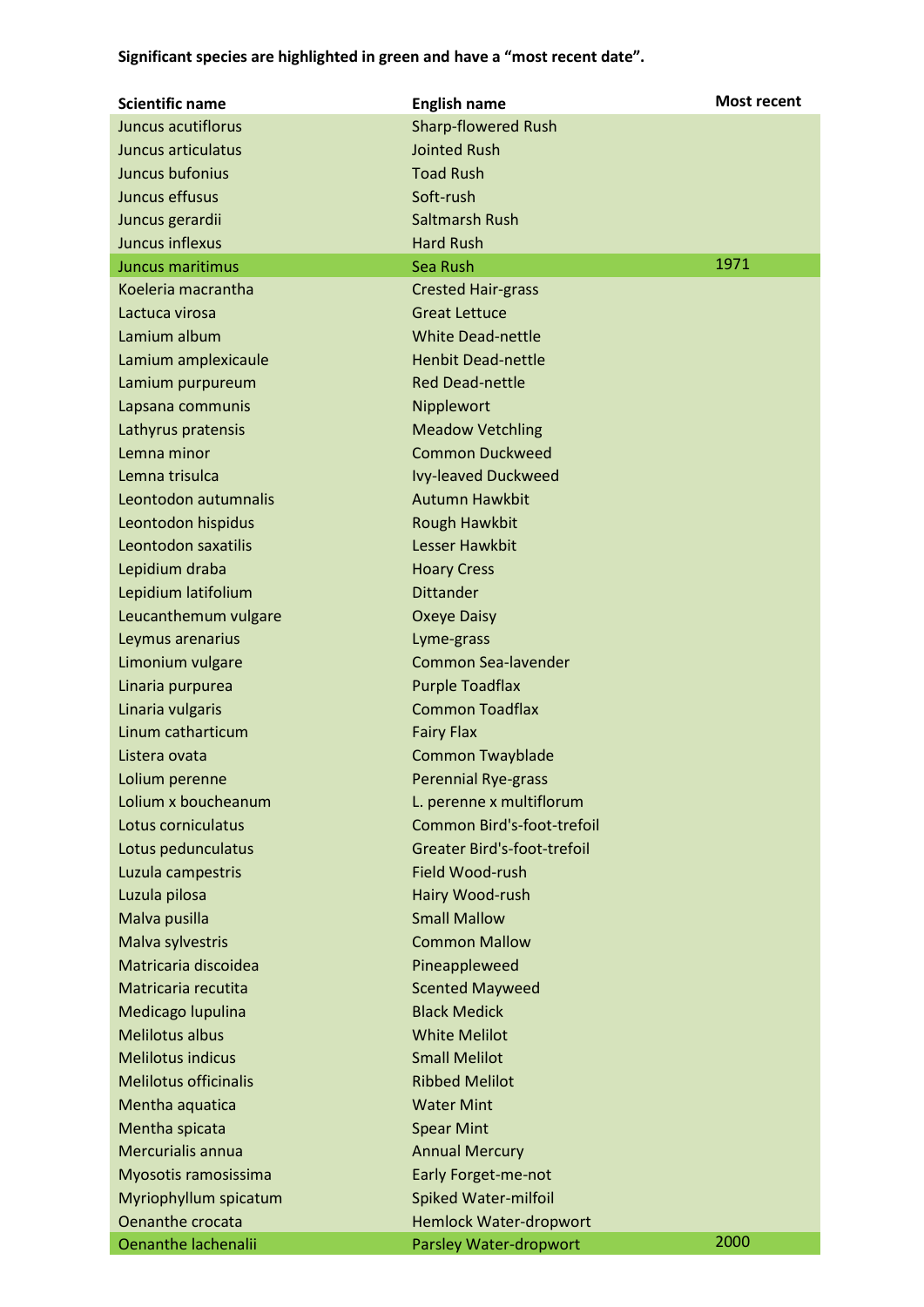**Significant species are highlighted in green and have a "most recent date".**

| Scientific name | English name | Most recent |
|---|---|---|
| Juncus acutiflorus | Sharp-flowered Rush | |
| Juncus articulatus | Jointed Rush | |
| Juncus bufonius | Toad Rush | |
| Juncus effusus | Soft-rush | |
| Juncus gerardii | Saltmarsh Rush | |
| Juncus inflexus | Hard Rush | |
| Juncus maritimus | Sea Rush | 1971 |
| Koeleria macrantha | Crested Hair-grass | |
| Lactuca virosa | Great Lettuce | |
| Lamium album | White Dead-nettle | |
| Lamium amplexicaule | Henbit Dead-nettle | |
| Lamium purpureum | Red Dead-nettle | |
| Lapsana communis | Nipplewort | |
| Lathyrus pratensis | Meadow Vetchling | |
| Lemna minor | Common Duckweed | |
| Lemna trisulca | Ivy-leaved Duckweed | |
| Leontodon autumnalis | Autumn Hawkbit | |
| Leontodon hispidus | Rough Hawkbit | |
| Leontodon saxatilis | Lesser Hawkbit | |
| Lepidium draba | Hoary Cress | |
| Lepidium latifolium | Dittander | |
| Leucanthemum vulgare | Oxeye Daisy | |
| Leymus arenarius | Lyme-grass | |
| Limonium vulgare | Common Sea-lavender | |
| Linaria purpurea | Purple Toadflax | |
| Linaria vulgaris | Common Toadflax | |
| Linum catharticum | Fairy Flax | |
| Listera ovata | Common Twayblade | |
| Lolium perenne | Perennial Rye-grass | |
| Lolium x boucheanum | L. perenne x multiflorum | |
| Lotus corniculatus | Common Bird's-foot-trefoil | |
| Lotus pedunculatus | Greater Bird's-foot-trefoil | |
| Luzula campestris | Field Wood-rush | |
| Luzula pilosa | Hairy Wood-rush | |
| Malva pusilla | Small Mallow | |
| Malva sylvestris | Common Mallow | |
| Matricaria discoidea | Pineappleweed | |
| Matricaria recutita | Scented Mayweed | |
| Medicago lupulina | Black Medick | |
| Melilotus albus | White Melilot | |
| Melilotus indicus | Small Melilot | |
| Melilotus officinalis | Ribbed Melilot | |
| Mentha aquatica | Water Mint | |
| Mentha spicata | Spear Mint | |
| Mercurialis annua | Annual Mercury | |
| Myosotis ramosissima | Early Forget-me-not | |
| Myriophyllum spicatum | Spiked Water-milfoil | |
| Oenanthe crocata | Hemlock Water-dropwort | |
| Oenanthe lachenalii | Parsley Water-dropwort | 2000 |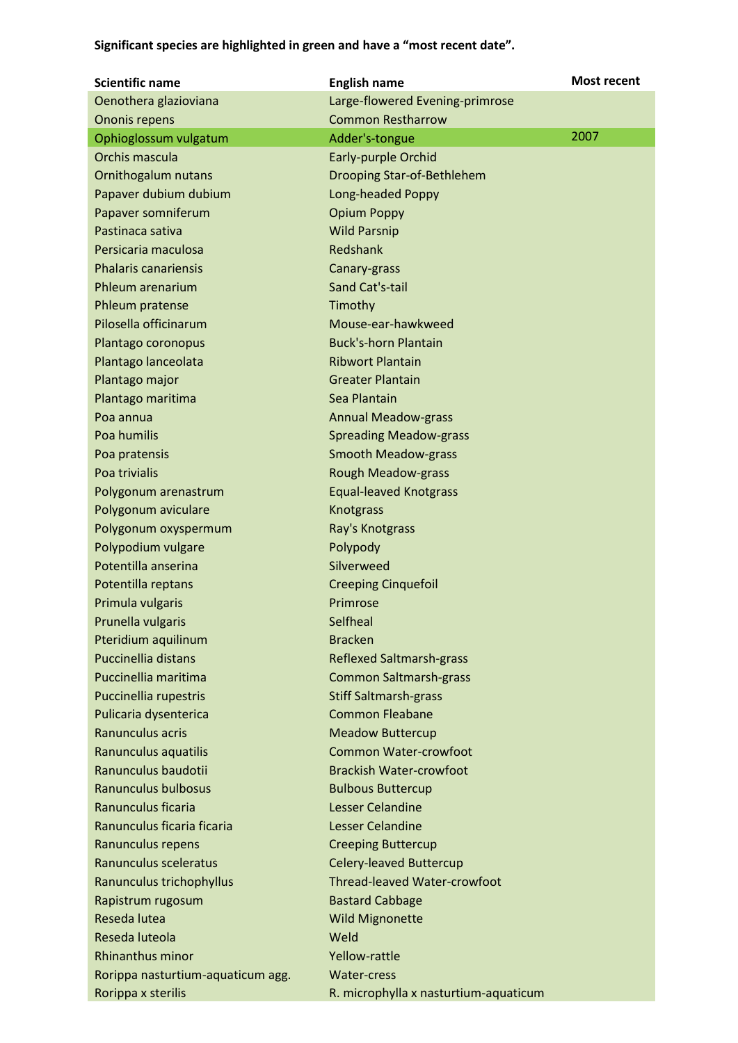**Significant species are highlighted in green and have a "most recent date".**

| Scientific name | English name | Most recent |
|---|---|---|
| Oenothera glazioviana | Large-flowered Evening-primrose | |
| Ononis repens | Common Restharrow | |
| Ophioglossum vulgatum | Adder's-tongue | 2007 |
| Orchis mascula | Early-purple Orchid | |
| Ornithogalum nutans | Drooping Star-of-Bethlehem | |
| Papaver dubium dubium | Long-headed Poppy | |
| Papaver somniferum | Opium Poppy | |
| Pastinaca sativa | Wild Parsnip | |
| Persicaria maculosa | Redshank | |
| Phalaris canariensis | Canary-grass | |
| Phleum arenarium | Sand Cat's-tail | |
| Phleum pratense | Timothy | |
| Pilosella officinarum | Mouse-ear-hawkweed | |
| Plantago coronopus | Buck's-horn Plantain | |
| Plantago lanceolata | Ribwort Plantain | |
| Plantago major | Greater Plantain | |
| Plantago maritima | Sea Plantain | |
| Poa annua | Annual Meadow-grass | |
| Poa humilis | Spreading Meadow-grass | |
| Poa pratensis | Smooth Meadow-grass | |
| Poa trivialis | Rough Meadow-grass | |
| Polygonum arenastrum | Equal-leaved Knotgrass | |
| Polygonum aviculare | Knotgrass | |
| Polygonum oxyspermum | Ray's Knotgrass | |
| Polypodium vulgare | Polypody | |
| Potentilla anserina | Silverweed | |
| Potentilla reptans | Creeping Cinquefoil | |
| Primula vulgaris | Primrose | |
| Prunella vulgaris | Selfheal | |
| Pteridium aquilinum | Bracken | |
| Puccinellia distans | Reflexed Saltmarsh-grass | |
| Puccinellia maritima | Common Saltmarsh-grass | |
| Puccinellia rupestris | Stiff Saltmarsh-grass | |
| Pulicaria dysenterica | Common Fleabane | |
| Ranunculus acris | Meadow Buttercup | |
| Ranunculus aquatilis | Common Water-crowfoot | |
| Ranunculus baudotii | Brackish Water-crowfoot | |
| Ranunculus bulbosus | Bulbous Buttercup | |
| Ranunculus ficaria | Lesser Celandine | |
| Ranunculus ficaria ficaria | Lesser Celandine | |
| Ranunculus repens | Creeping Buttercup | |
| Ranunculus sceleratus | Celery-leaved Buttercup | |
| Ranunculus trichophyllus | Thread-leaved Water-crowfoot | |
| Rapistrum rugosum | Bastard Cabbage | |
| Reseda lutea | Wild Mignonette | |
| Reseda luteola | Weld | |
| Rhinanthus minor | Yellow-rattle | |
| Rorippa nasturtium-aquaticum agg. | Water-cress | |
| Rorippa x sterilis | R. microphylla x nasturtium-aquaticum | |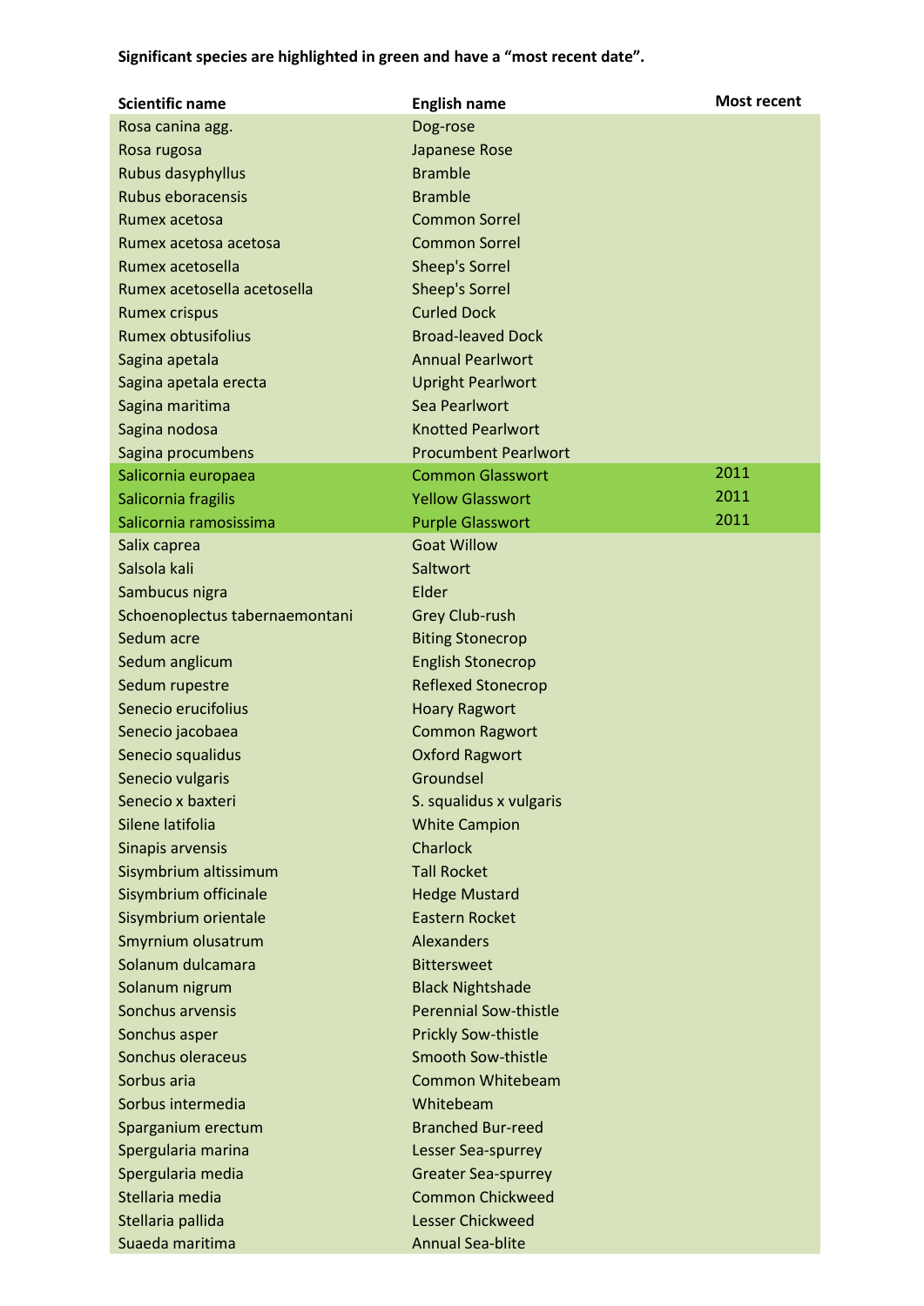**Significant species are highlighted in green and have a "most recent date".**

| Scientific name | English name | Most recent |
|---|---|---|
| Rosa canina agg. | Dog-rose | |
| Rosa rugosa | Japanese Rose | |
| Rubus dasyphyllus | Bramble | |
| Rubus eboracensis | Bramble | |
| Rumex acetosa | Common Sorrel | |
| Rumex acetosa acetosa | Common Sorrel | |
| Rumex acetosella | Sheep's Sorrel | |
| Rumex acetosella acetosella | Sheep's Sorrel | |
| Rumex crispus | Curled Dock | |
| Rumex obtusifolius | Broad-leaved Dock | |
| Sagina apetala | Annual Pearlwort | |
| Sagina apetala erecta | Upright Pearlwort | |
| Sagina maritima | Sea Pearlwort | |
| Sagina nodosa | Knotted Pearlwort | |
| Sagina procumbens | Procumbent Pearlwort | |
| Salicornia europaea | Common Glasswort | 2011 |
| Salicornia fragilis | Yellow Glasswort | 2011 |
| Salicornia ramosissima | Purple Glasswort | 2011 |
| Salix caprea | Goat Willow | |
| Salsola kali | Saltwort | |
| Sambucus nigra | Elder | |
| Schoenoplectus tabernaemontani | Grey Club-rush | |
| Sedum acre | Biting Stonecrop | |
| Sedum anglicum | English Stonecrop | |
| Sedum rupestre | Reflexed Stonecrop | |
| Senecio erucifolius | Hoary Ragwort | |
| Senecio jacobaea | Common Ragwort | |
| Senecio squalidus | Oxford Ragwort | |
| Senecio vulgaris | Groundsel | |
| Senecio x baxteri | S. squalidus x vulgaris | |
| Silene latifolia | White Campion | |
| Sinapis arvensis | Charlock | |
| Sisymbrium altissimum | Tall Rocket | |
| Sisymbrium officinale | Hedge Mustard | |
| Sisymbrium orientale | Eastern Rocket | |
| Smyrnium olusatrum | Alexanders | |
| Solanum dulcamara | Bittersweet | |
| Solanum nigrum | Black Nightshade | |
| Sonchus arvensis | Perennial Sow-thistle | |
| Sonchus asper | Prickly Sow-thistle | |
| Sonchus oleraceus | Smooth Sow-thistle | |
| Sorbus aria | Common Whitebeam | |
| Sorbus intermedia | Whitebeam | |
| Sparganium erectum | Branched Bur-reed | |
| Spergularia marina | Lesser Sea-spurrey | |
| Spergularia media | Greater Sea-spurrey | |
| Stellaria media | Common Chickweed | |
| Stellaria pallida | Lesser Chickweed | |
| Suaeda maritima | Annual Sea-blite | |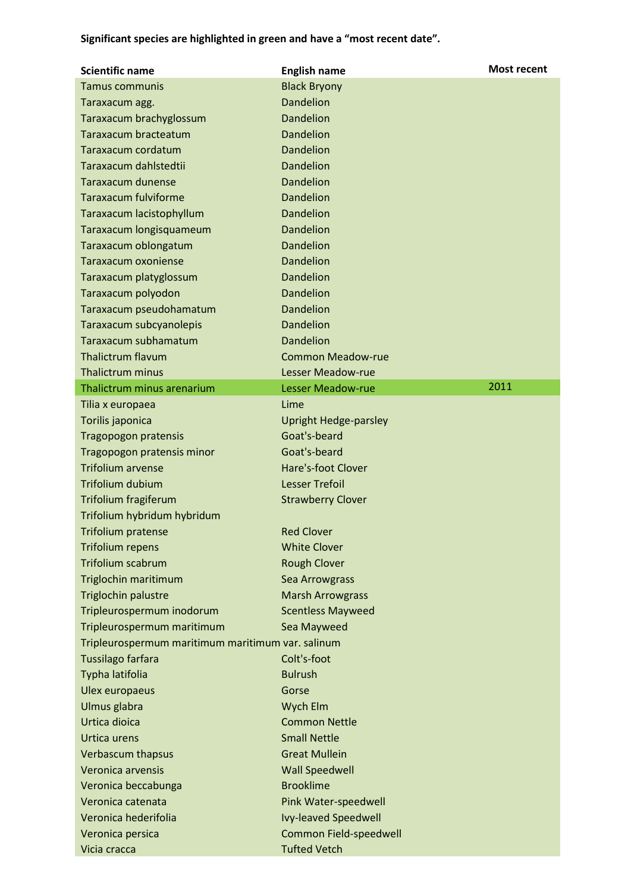**Significant species are highlighted in green and have a "most recent date".**

| Scientific name | English name | Most recent |
|---|---|---|
| Tamus communis | Black Bryony | |
| Taraxacum agg. | Dandelion | |
| Taraxacum brachyglossum | Dandelion | |
| Taraxacum bracteatum | Dandelion | |
| Taraxacum cordatum | Dandelion | |
| Taraxacum dahlstedtii | Dandelion | |
| Taraxacum dunense | Dandelion | |
| Taraxacum fulviforme | Dandelion | |
| Taraxacum lacistophyllum | Dandelion | |
| Taraxacum longisquameum | Dandelion | |
| Taraxacum oblongatum | Dandelion | |
| Taraxacum oxoniense | Dandelion | |
| Taraxacum platyglossum | Dandelion | |
| Taraxacum polyodon | Dandelion | |
| Taraxacum pseudohamatum | Dandelion | |
| Taraxacum subcyanolepis | Dandelion | |
| Taraxacum subhamatum | Dandelion | |
| Thalictrum flavum | Common Meadow-rue | |
| Thalictrum minus | Lesser Meadow-rue | |
| Thalictrum minus arenarium | Lesser Meadow-rue | 2011 |
| Tilia x europaea | Lime | |
| Torilis japonica | Upright Hedge-parsley | |
| Tragopogon pratensis | Goat's-beard | |
| Tragopogon pratensis minor | Goat's-beard | |
| Trifolium arvense | Hare's-foot Clover | |
| Trifolium dubium | Lesser Trefoil | |
| Trifolium fragiferum | Strawberry Clover | |
| Trifolium hybridum hybridum | | |
| Trifolium pratense | Red Clover | |
| Trifolium repens | White Clover | |
| Trifolium scabrum | Rough Clover | |
| Triglochin maritimum | Sea Arrowgrass | |
| Triglochin palustre | Marsh Arrowgrass | |
| Tripleurospermum inodorum | Scentless Mayweed | |
| Tripleurospermum maritimum | Sea Mayweed | |
| Tripleurospermum maritimum maritimum var. salinum | | |
| Tussilago farfara | Colt's-foot | |
| Typha latifolia | Bulrush | |
| Ulex europaeus | Gorse | |
| Ulmus glabra | Wych Elm | |
| Urtica dioica | Common Nettle | |
| Urtica urens | Small Nettle | |
| Verbascum thapsus | Great Mullein | |
| Veronica arvensis | Wall Speedwell | |
| Veronica beccabunga | Brooklime | |
| Veronica catenata | Pink Water-speedwell | |
| Veronica hederifolia | Ivy-leaved Speedwell | |
| Veronica persica | Common Field-speedwell | |
| Vicia cracca | Tufted Vetch | |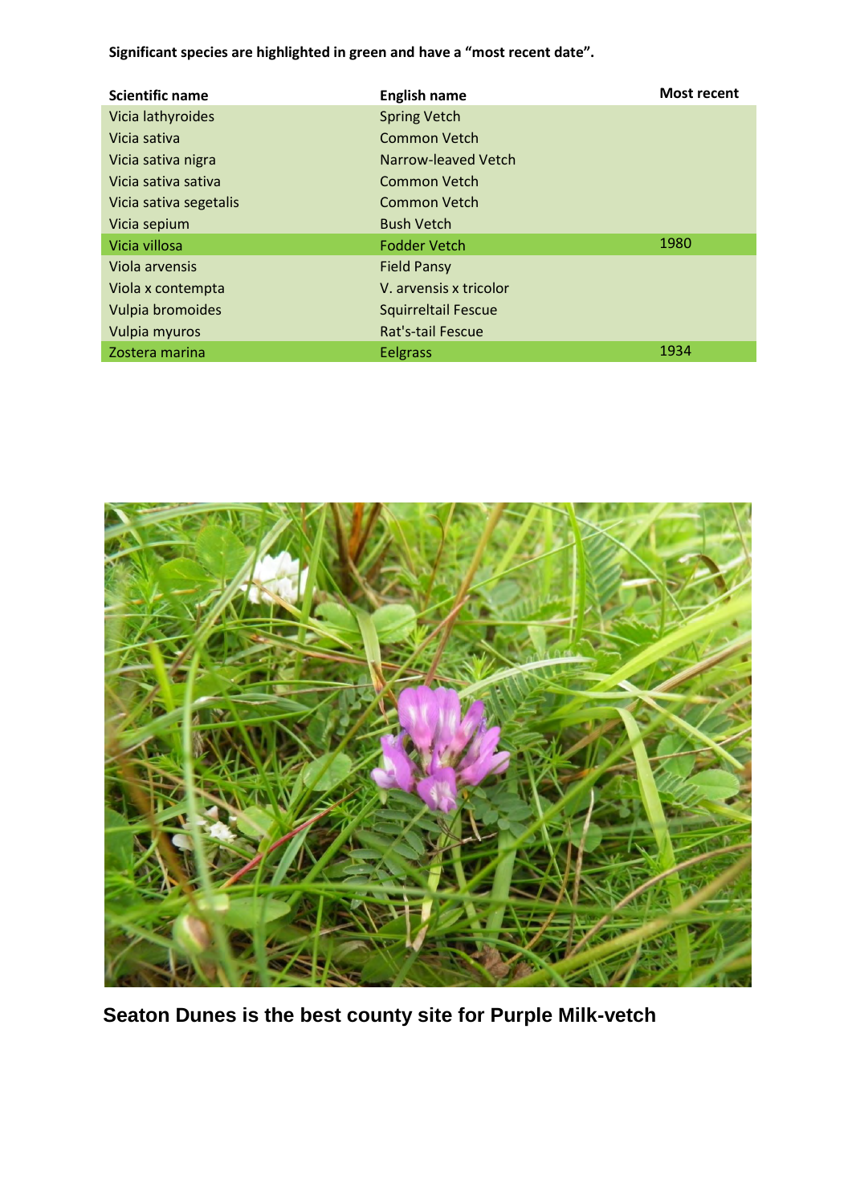**Significant species are highlighted in green and have a "most recent date".**

| Scientific name | English name | Most recent |
|---|---|---|
| Vicia lathyroides | Spring Vetch | |
| Vicia sativa | Common Vetch | |
| Vicia sativa nigra | Narrow-leaved Vetch | |
| Vicia sativa sativa | Common Vetch | |
| Vicia sativa segetalis | Common Vetch | |
| Vicia sepium | Bush Vetch | |
| Vicia villosa | Fodder Vetch | 1980 |
| Viola arvensis | Field Pansy | |
| Viola x contempta | V. arvensis x tricolor | |
| Vulpia bromoides | Squirreltail Fescue | |
| Vulpia myuros | Rat's-tail Fescue | |
| Zostera marina | Eelgrass | 1934 |

**Seaton Dunes is the best county site for Purple Milk-vetch**